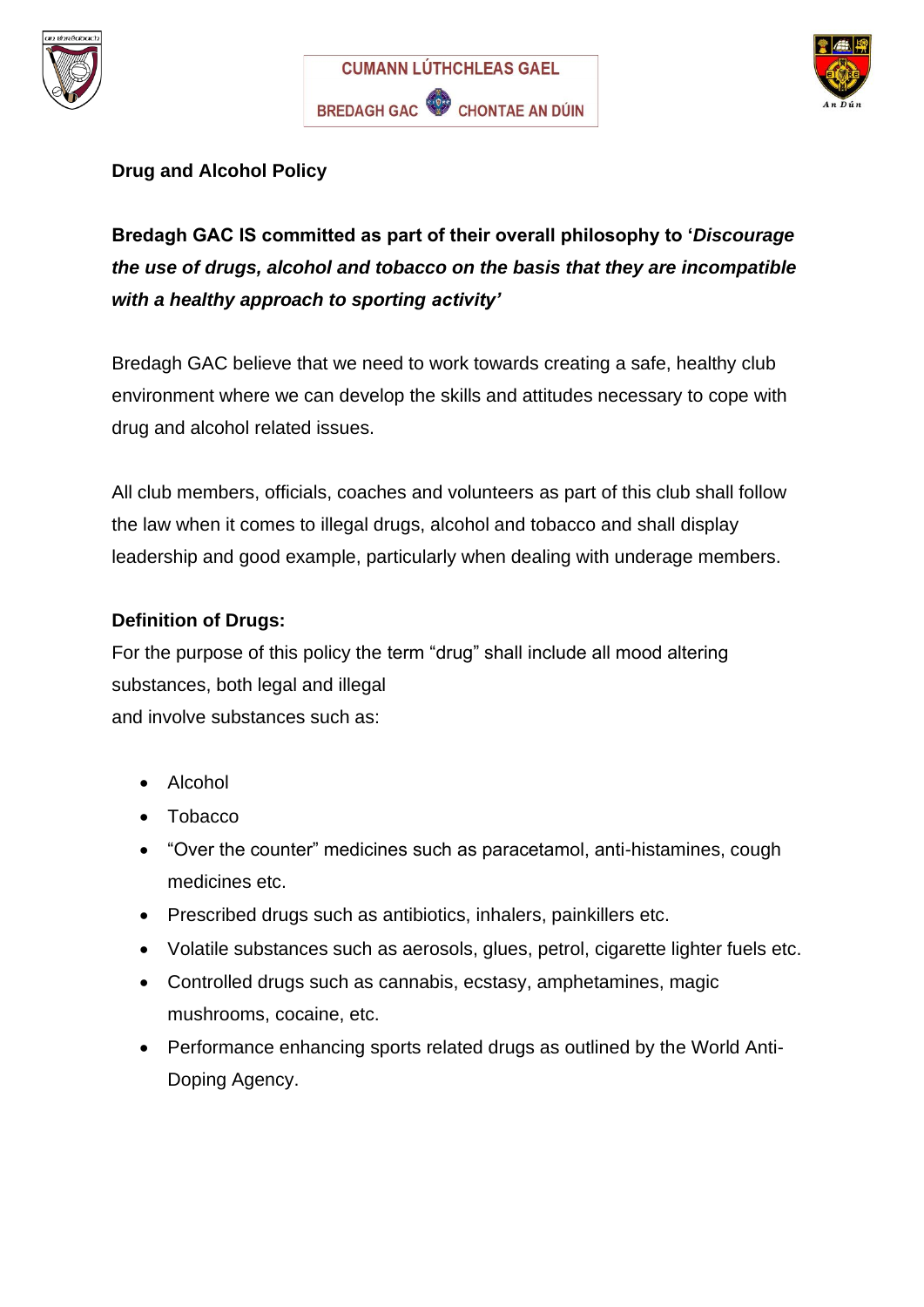CUMANN LÚTHCHLEAS GAEL

BREDAGH GAC CHONTAE AN DÚIN

**Drug and Alcohol Policy**

**Bredagh GAC IS committed as part of their overall philosophy to '*Discourage the use of drugs, alcohol and tobacco on the basis that they are incompatible with a healthy approach to sporting activity'***

Bredagh GAC believe that we need to work towards creating a safe, healthy club environment where we can develop the skills and attitudes necessary to cope with drug and alcohol related issues.

All club members, officials, coaches and volunteers as part of this club shall follow the law when it comes to illegal drugs, alcohol and tobacco and shall display leadership and good example, particularly when dealing with underage members.

**Definition of Drugs:**

For the purpose of this policy the term "drug" shall include all mood altering substances, both legal and illegal
and involve substances such as:

- Alcohol
- Tobacco
- "Over the counter" medicines such as paracetamol, anti-histamines, cough medicines etc.
- Prescribed drugs such as antibiotics, inhalers, painkillers etc.
- Volatile substances such as aerosols, glues, petrol, cigarette lighter fuels etc.
- Controlled drugs such as cannabis, ecstasy, amphetamines, magic mushrooms, cocaine, etc.
- Performance enhancing sports related drugs as outlined by the World Anti-Doping Agency.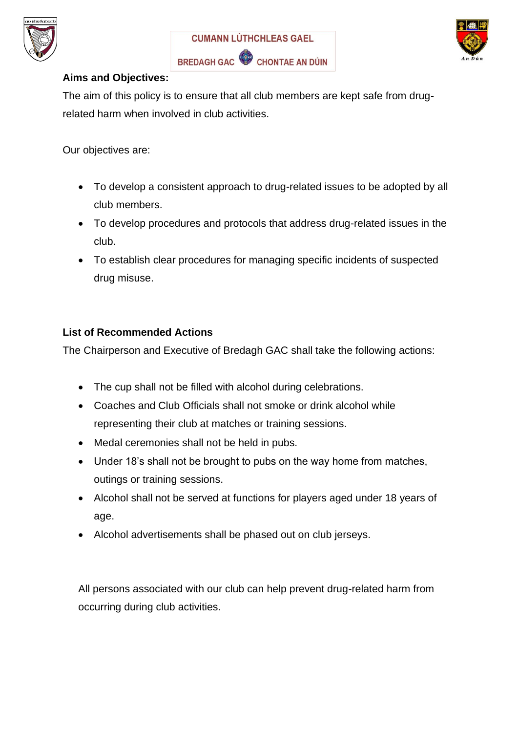**Aims and Objectives:**

The aim of this policy is to ensure that all club members are kept safe from drug-related harm when involved in club activities.

Our objectives are:

- To develop a consistent approach to drug-related issues to be adopted by all club members.
- To develop procedures and protocols that address drug-related issues in the club.
- To establish clear procedures for managing specific incidents of suspected drug misuse.

**List of Recommended Actions**

The Chairperson and Executive of Bredagh GAC shall take the following actions:

- The cup shall not be filled with alcohol during celebrations.
- Coaches and Club Officials shall not smoke or drink alcohol while representing their club at matches or training sessions.
- Medal ceremonies shall not be held in pubs.
- Under 18's shall not be brought to pubs on the way home from matches, outings or training sessions.
- Alcohol shall not be served at functions for players aged under 18 years of age.
- Alcohol advertisements shall be phased out on club jerseys.

All persons associated with our club can help prevent drug-related harm from occurring during club activities.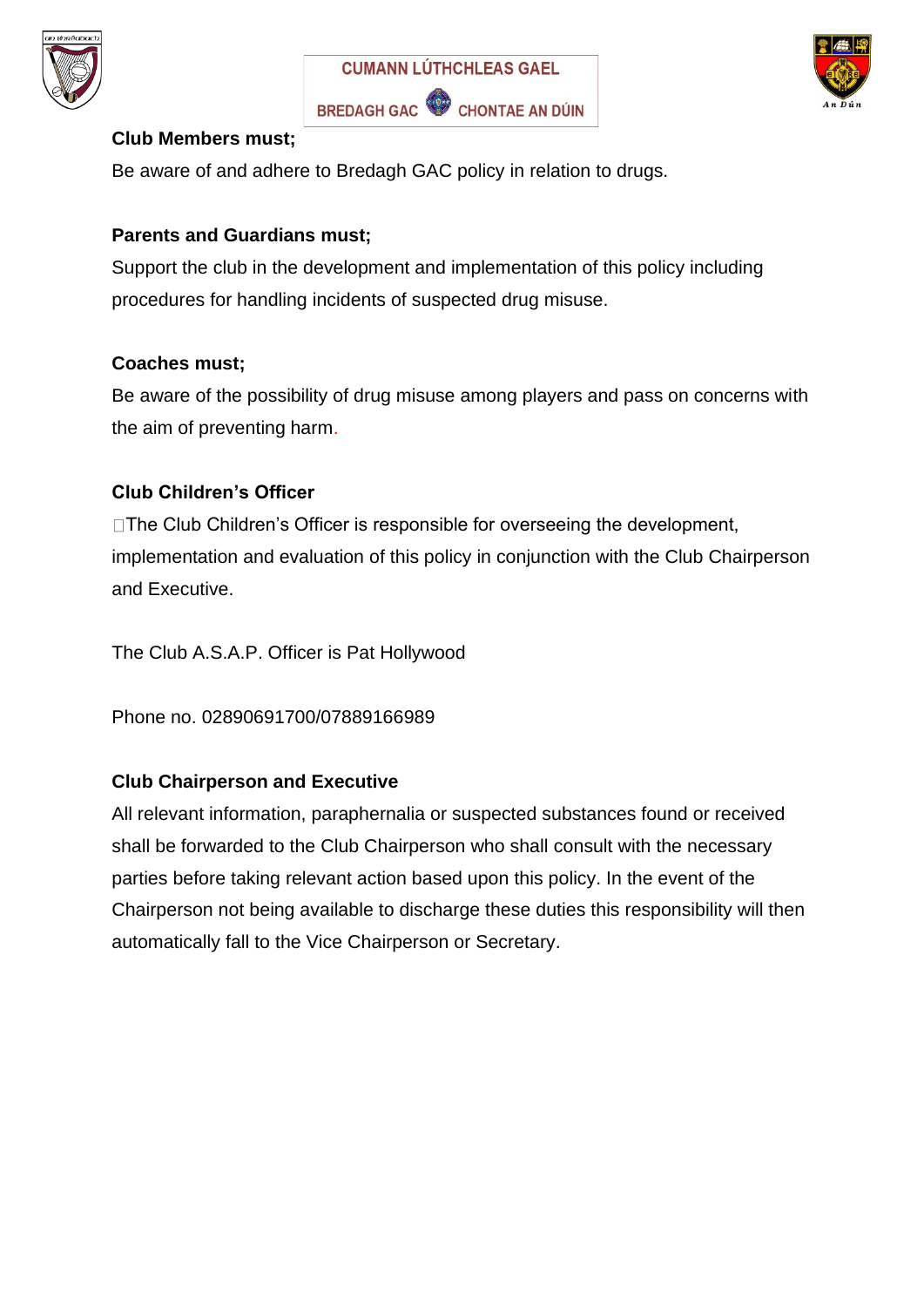**Club Members must;**

Be aware of and adhere to Bredagh GAC policy in relation to drugs.

**Parents and Guardians must;**

Support the club in the development and implementation of this policy including procedures for handling incidents of suspected drug misuse.

**Coaches must;**

Be aware of the possibility of drug misuse among players and pass on concerns with the aim of preventing harm.

**Club Children's Officer**

The Club Children's Officer is responsible for overseeing the development, implementation and evaluation of this policy in conjunction with the Club Chairperson and Executive.

The Club A.S.A.P. Officer is Pat Hollywood

Phone no. 02890691700/07889166989

**Club Chairperson and Executive**

All relevant information, paraphernalia or suspected substances found or received shall be forwarded to the Club Chairperson who shall consult with the necessary parties before taking relevant action based upon this policy. In the event of the Chairperson not being available to discharge these duties this responsibility will then automatically fall to the Vice Chairperson or Secretary.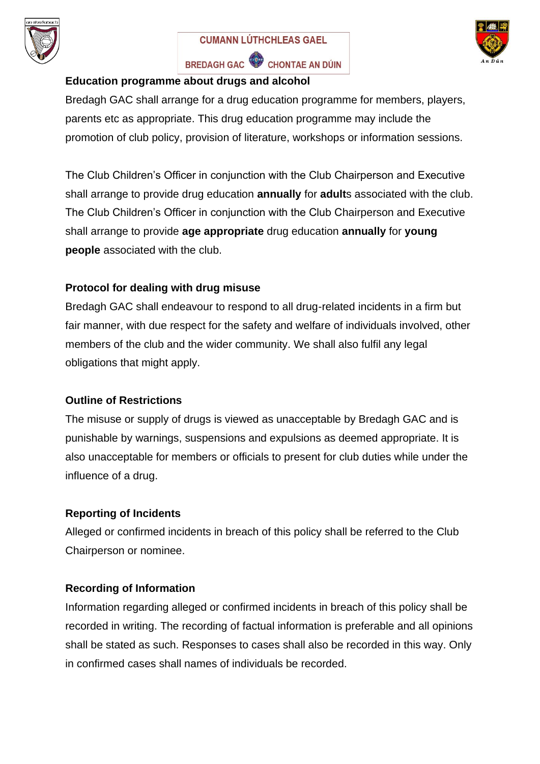**Education programme about drugs and alcohol**

Bredagh GAC shall arrange for a drug education programme for members, players, parents etc as appropriate. This drug education programme may include the promotion of club policy, provision of literature, workshops or information sessions.

The Club Children's Officer in conjunction with the Club Chairperson and Executive shall arrange to provide drug education **annually** for **adult**s associated with the club. The Club Children's Officer in conjunction with the Club Chairperson and Executive shall arrange to provide **age appropriate** drug education **annually** for **young people** associated with the club.

**Protocol for dealing with drug misuse**

Bredagh GAC shall endeavour to respond to all drug-related incidents in a firm but fair manner, with due respect for the safety and welfare of individuals involved, other members of the club and the wider community. We shall also fulfil any legal obligations that might apply.

**Outline of Restrictions**

The misuse or supply of drugs is viewed as unacceptable by Bredagh GAC and is punishable by warnings, suspensions and expulsions as deemed appropriate. It is also unacceptable for members or officials to present for club duties while under the influence of a drug.

**Reporting of Incidents**

Alleged or confirmed incidents in breach of this policy shall be referred to the Club Chairperson or nominee.

**Recording of Information**

Information regarding alleged or confirmed incidents in breach of this policy shall be recorded in writing. The recording of factual information is preferable and all opinions shall be stated as such. Responses to cases shall also be recorded in this way. Only in confirmed cases shall names of individuals be recorded.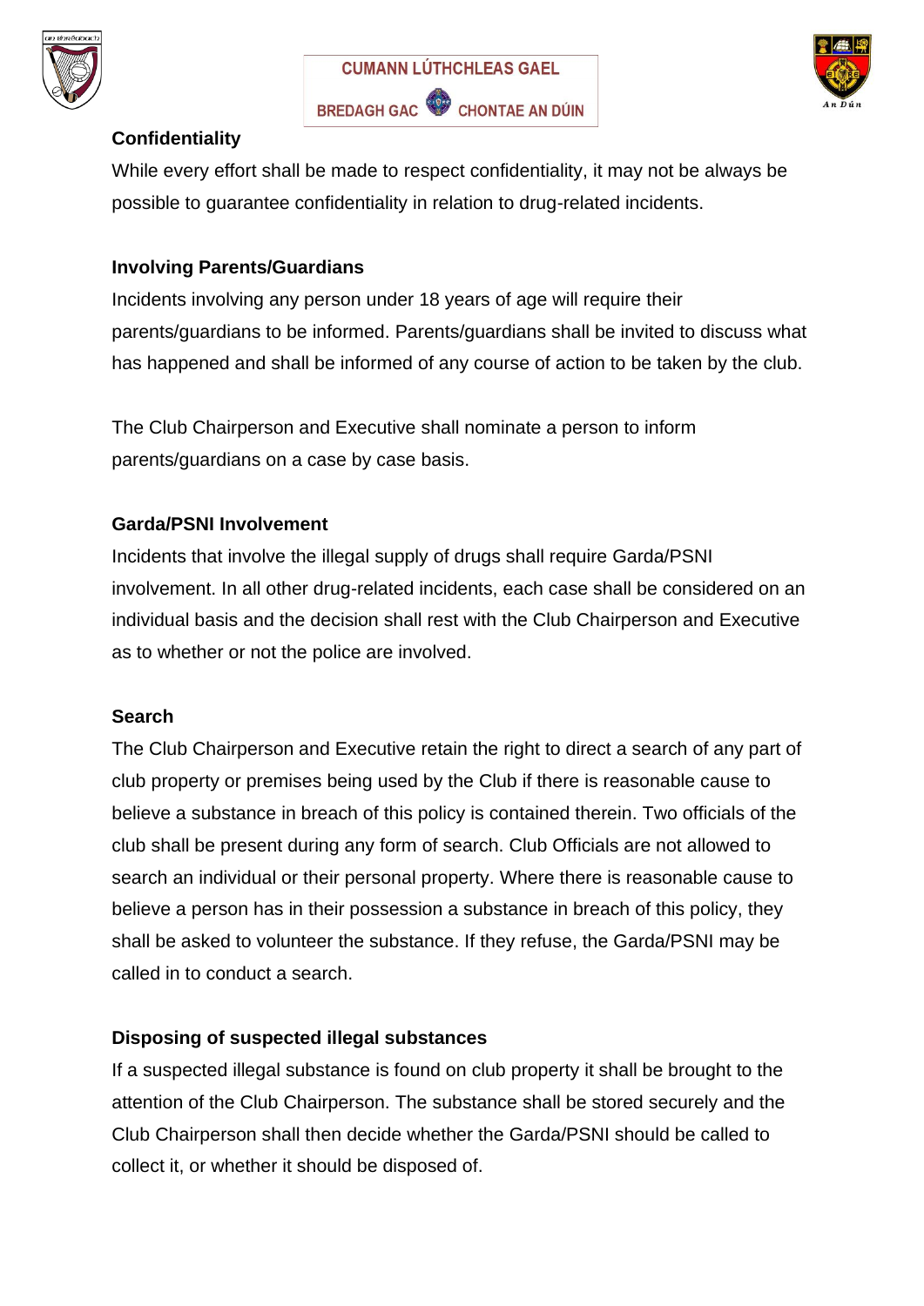### Confidentiality

While every effort shall be made to respect confidentiality, it may not be always be possible to guarantee confidentiality in relation to drug-related incidents.

### Involving Parents/Guardians

Incidents involving any person under 18 years of age will require their parents/guardians to be informed. Parents/guardians shall be invited to discuss what has happened and shall be informed of any course of action to be taken by the club.

The Club Chairperson and Executive shall nominate a person to inform parents/guardians on a case by case basis.

### Garda/PSNI Involvement

Incidents that involve the illegal supply of drugs shall require Garda/PSNI involvement. In all other drug-related incidents, each case shall be considered on an individual basis and the decision shall rest with the Club Chairperson and Executive as to whether or not the police are involved.

### Search

The Club Chairperson and Executive retain the right to direct a search of any part of club property or premises being used by the Club if there is reasonable cause to believe a substance in breach of this policy is contained therein. Two officials of the club shall be present during any form of search. Club Officials are not allowed to search an individual or their personal property. Where there is reasonable cause to believe a person has in their possession a substance in breach of this policy, they shall be asked to volunteer the substance. If they refuse, the Garda/PSNI may be called in to conduct a search.

### Disposing of suspected illegal substances

If a suspected illegal substance is found on club property it shall be brought to the attention of the Club Chairperson. The substance shall be stored securely and the Club Chairperson shall then decide whether the Garda/PSNI should be called to collect it, or whether it should be disposed of.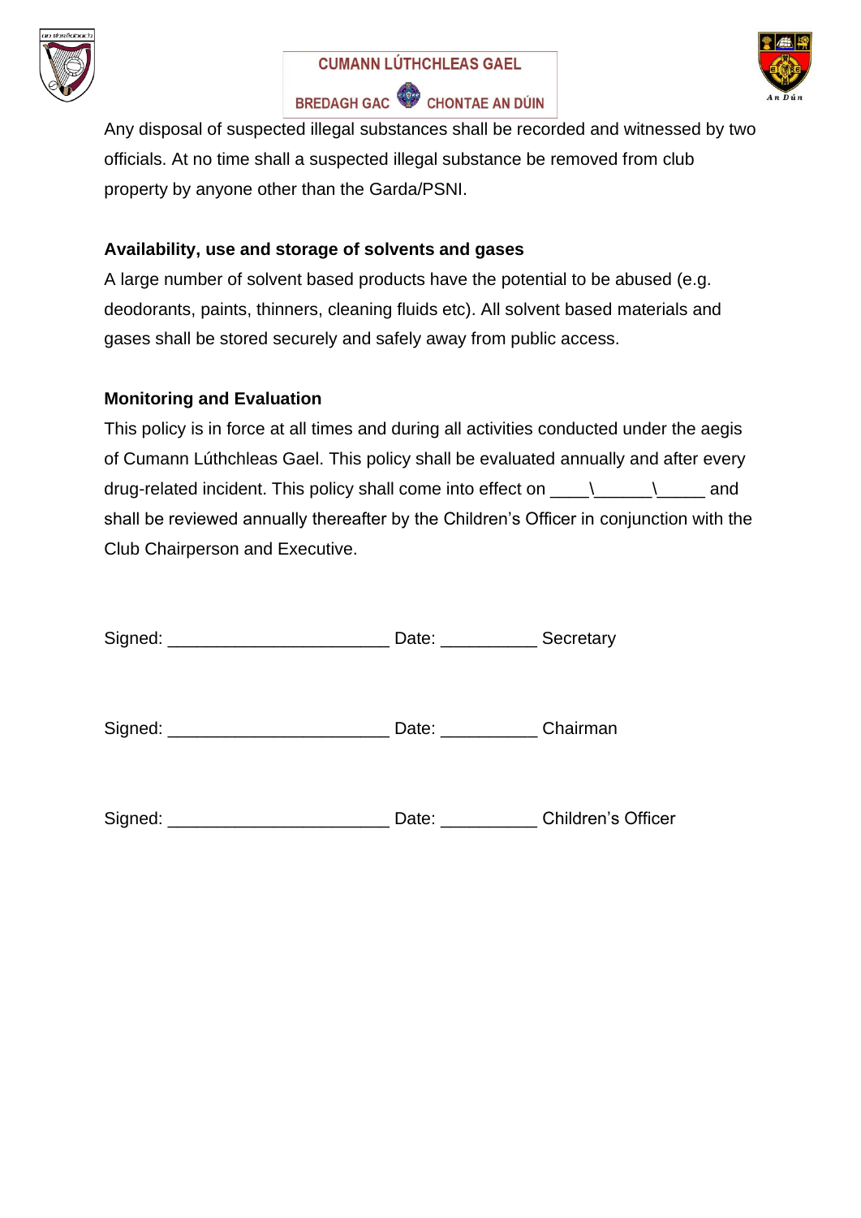Any disposal of suspected illegal substances shall be recorded and witnessed by two officials. At no time shall a suspected illegal substance be removed from club property by anyone other than the Garda/PSNI.

**Availability, use and storage of solvents and gases**

A large number of solvent based products have the potential to be abused (e.g. deodorants, paints, thinners, cleaning fluids etc). All solvent based materials and gases shall be stored securely and safely away from public access.

**Monitoring and Evaluation**

This policy is in force at all times and during all activities conducted under the aegis of Cumann Lúthchleas Gael. This policy shall be evaluated annually and after every drug-related incident. This policy shall come into effect on ____\______\_____ and shall be reviewed annually thereafter by the Children's Officer in conjunction with the Club Chairperson and Executive.

Signed: ______________________ Date: __________ Secretary

Signed: ______________________ Date: __________ Chairman

Signed: ______________________ Date: __________ Children's Officer